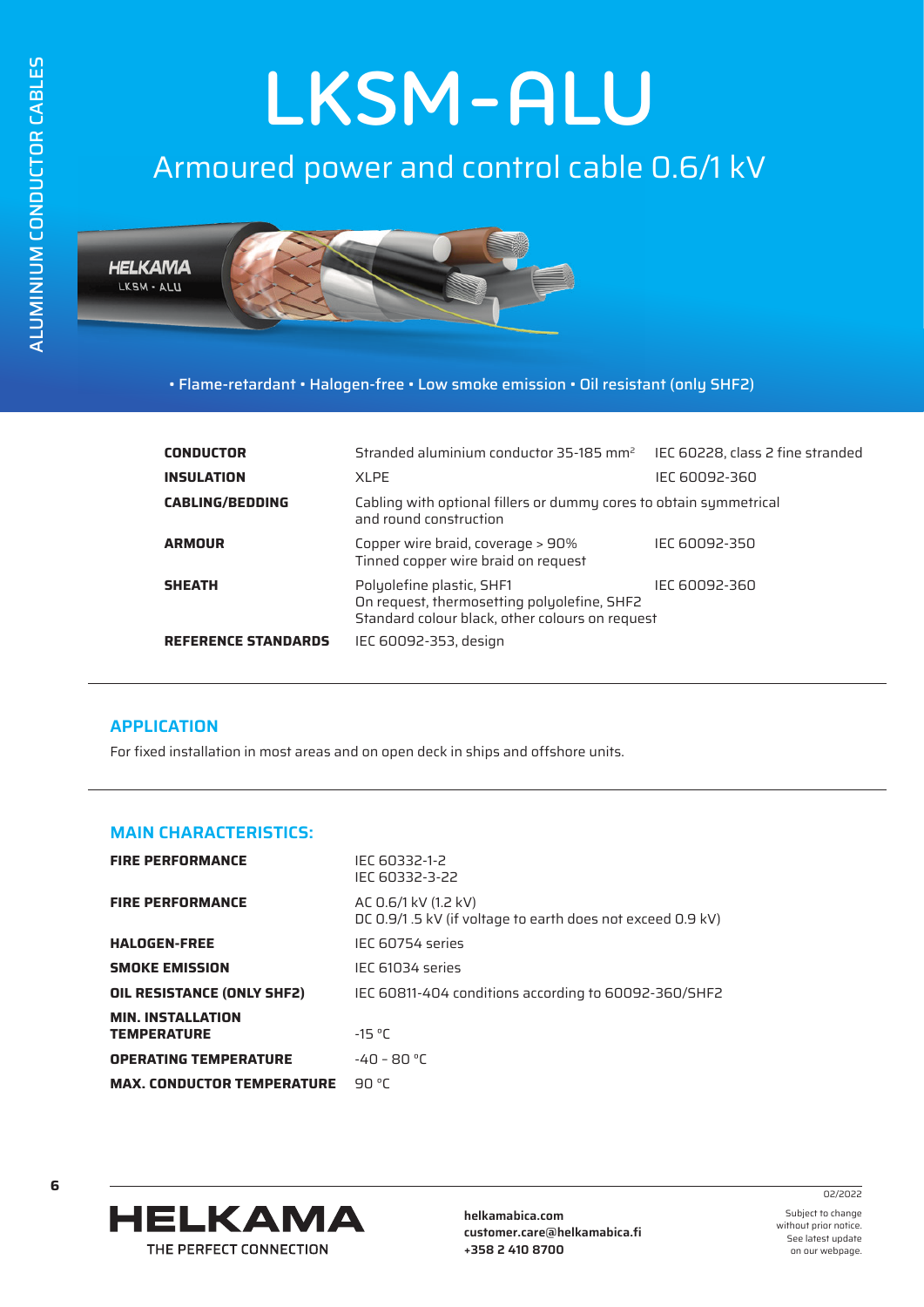# LKSM-ALU

## Armoured power and control cable 0.6/1 kV

• Flame-retardant • Halogen-free • Low smoke emission • Oil resistant (only SHF2)

| | | |
|---|---|---|
| **CONDUCTOR** | Stranded aluminium conductor 35-185 mm² | IEC 60228, class 2 fine stranded |
| **INSULATION** | XLPE | IEC 60092-360 |
| **CABLING/BEDDING** | Cabling with optional fillers or dummy cores to obtain symmetrical and round construction | |
| **ARMOUR** | Copper wire braid, coverage > 90%<br>Tinned copper wire braid on request | IEC 60092-350 |
| **SHEATH** | Polyolefine plastic, SHF1<br>On request, thermosetting polyolefine, SHF2<br>Standard colour black, other colours on request | IEC 60092-360 |
| **REFERENCE STANDARDS** | IEC 60092-353, design | |

## APPLICATION

For fixed installation in most areas and on open deck in ships and offshore units.

## MAIN CHARACTERISTICS:

| | |
|---|---|
| **FIRE PERFORMANCE** | IEC 60332-1-2<br>IEC 60332-3-22 |
| **FIRE PERFORMANCE** | AC 0.6/1 kV (1.2 kV)<br>DC 0.9/1 .5 kV (if voltage to earth does not exceed 0.9 kV) |
| **HALOGEN-FREE** | IEC 60754 series |
| **SMOKE EMISSION** | IEC 61034 series |
| **OIL RESISTANCE (ONLY SHF2)** | IEC 60811-404 conditions according to 60092-360/SHF2 |
| **MIN. INSTALLATION TEMPERATURE** | -15 °C |
| **OPERATING TEMPERATURE** | -40 - 80 °C |
| **MAX. CONDUCTOR TEMPERATURE** | 90 °C |

HELKAMA
THE PERFECT CONNECTION

helkamabica.com
customer.care@helkamabica.fi
+358 2 410 8700

02/2022
Subject to change without prior notice. See latest update on our webpage.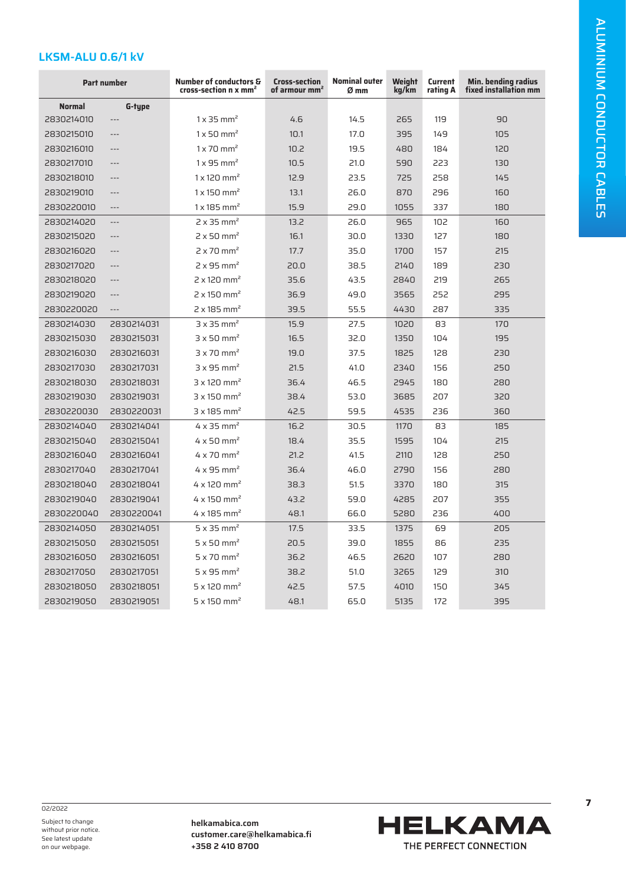## LKSM-ALU 0.6/1 kV

| Part number | | Number of conductors & cross-section n x mm² | Cross-section of armour mm² | Nominal outer Ø mm | Weight kg/km | Current rating A | Min. bending radius fixed installation mm |
|---|---|---|---|---|---|---|---|
| **Normal** | **G-type** | | | | | | |
| 2830214010 | --- | 1 x 35 mm² | 4.6 | 14.5 | 265 | 119 | 90 |
| 2830215010 | --- | 1 x 50 mm² | 10.1 | 17.0 | 395 | 149 | 105 |
| 2830216010 | --- | 1 x 70 mm² | 10.2 | 19.5 | 480 | 184 | 120 |
| 2830217010 | --- | 1 x 95 mm² | 10.5 | 21.0 | 590 | 223 | 130 |
| 2830218010 | --- | 1 x 120 mm² | 12.9 | 23.5 | 725 | 258 | 145 |
| 2830219010 | --- | 1 x 150 mm² | 13.1 | 26.0 | 870 | 296 | 160 |
| 2830220010 | --- | 1 x 185 mm² | 15.9 | 29.0 | 1055 | 337 | 180 |
| 2830214020 | --- | 2 x 35 mm² | 13.2 | 26.0 | 965 | 102 | 160 |
| 2830215020 | --- | 2 x 50 mm² | 16.1 | 30.0 | 1330 | 127 | 180 |
| 2830216020 | --- | 2 x 70 mm² | 17.7 | 35.0 | 1700 | 157 | 215 |
| 2830217020 | --- | 2 x 95 mm² | 20.0 | 38.5 | 2140 | 189 | 230 |
| 2830218020 | --- | 2 x 120 mm² | 35.6 | 43.5 | 2840 | 219 | 265 |
| 2830219020 | --- | 2 x 150 mm² | 36.9 | 49.0 | 3565 | 252 | 295 |
| 2830220020 | --- | 2 x 185 mm² | 39.5 | 55.5 | 4430 | 287 | 335 |
| 2830214030 | 2830214031 | 3 x 35 mm² | 15.9 | 27.5 | 1020 | 83 | 170 |
| 2830215030 | 2830215031 | 3 x 50 mm² | 16.5 | 32.0 | 1350 | 104 | 195 |
| 2830216030 | 2830216031 | 3 x 70 mm² | 19.0 | 37.5 | 1825 | 128 | 230 |
| 2830217030 | 2830217031 | 3 x 95 mm² | 21.5 | 41.0 | 2340 | 156 | 250 |
| 2830218030 | 2830218031 | 3 x 120 mm² | 36.4 | 46.5 | 2945 | 180 | 280 |
| 2830219030 | 2830219031 | 3 x 150 mm² | 38.4 | 53.0 | 3685 | 207 | 320 |
| 2830220030 | 2830220031 | 3 x 185 mm² | 42.5 | 59.5 | 4535 | 236 | 360 |
| 2830214040 | 2830214041 | 4 x 35 mm² | 16.2 | 30.5 | 1170 | 83 | 185 |
| 2830215040 | 2830215041 | 4 x 50 mm² | 18.4 | 35.5 | 1595 | 104 | 215 |
| 2830216040 | 2830216041 | 4 x 70 mm² | 21.2 | 41.5 | 2110 | 128 | 250 |
| 2830217040 | 2830217041 | 4 x 95 mm² | 36.4 | 46.0 | 2790 | 156 | 280 |
| 2830218040 | 2830218041 | 4 x 120 mm² | 38.3 | 51.5 | 3370 | 180 | 315 |
| 2830219040 | 2830219041 | 4 x 150 mm² | 43.2 | 59.0 | 4285 | 207 | 355 |
| 2830220040 | 2830220041 | 4 x 185 mm² | 48.1 | 66.0 | 5280 | 236 | 400 |
| 2830214050 | 2830214051 | 5 x 35 mm² | 17.5 | 33.5 | 1375 | 69 | 205 |
| 2830215050 | 2830215051 | 5 x 50 mm² | 20.5 | 39.0 | 1855 | 86 | 235 |
| 2830216050 | 2830216051 | 5 x 70 mm² | 36.2 | 46.5 | 2620 | 107 | 280 |
| 2830217050 | 2830217051 | 5 x 95 mm² | 38.2 | 51.0 | 3265 | 129 | 310 |
| 2830218050 | 2830218051 | 5 x 120 mm² | 42.5 | 57.5 | 4010 | 150 | 345 |
| 2830219050 | 2830219051 | 5 x 150 mm² | 48.1 | 65.0 | 5135 | 172 | 395 |

02/2022

Subject to change without prior notice. See latest update on our webpage.

**helkamabica.com**
**customer.care@helkamabica.fi**
**+358 2 410 8700**

HELKAMA
THE PERFECT CONNECTION